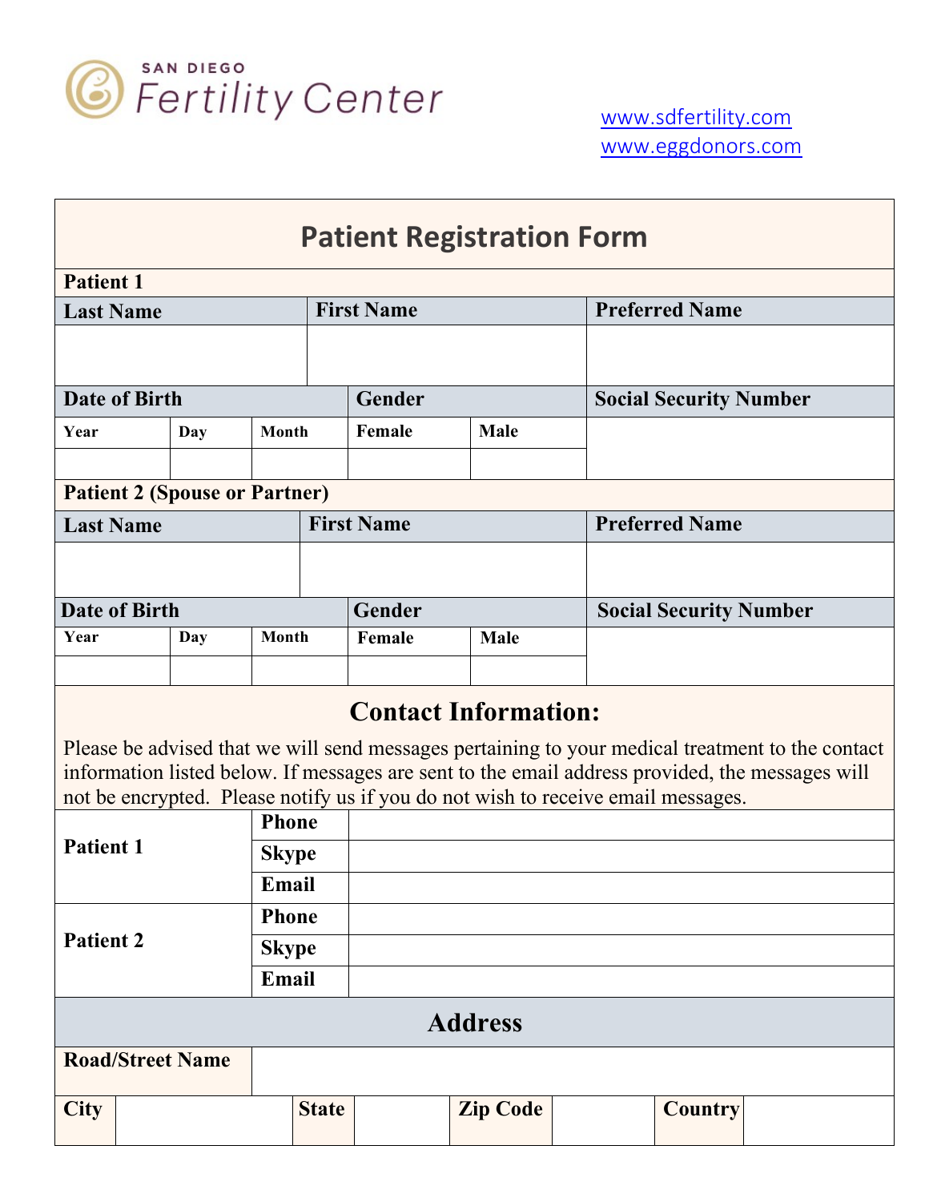SAN DIEGO
Fertility Center

www.sdfertility.com
www.eggdonors.com

# Patient Registration Form

**Patient 1**

| Last Name | First Name | Preferred Name |
| --- | --- | --- |
| | | |

| Date of Birth | | | Gender | | Social Security Number |
| --- | --- | --- | --- | --- | --- |
| Year | Day | Month | Female | Male | |
| | | | | | |

**Patient 2 (Spouse or Partner)**

| Last Name | First Name | Preferred Name |
| --- | --- | --- |
| | | |

| Date of Birth | | | Gender | | Social Security Number |
| --- | --- | --- | --- | --- | --- |
| Year | Day | Month | Female | Male | |
| | | | | | |

## Contact Information:

Please be advised that we will send messages pertaining to your medical treatment to the contact information listed below. If messages are sent to the email address provided, the messages will not be encrypted. Please notify us if you do not wish to receive email messages.

| | | |
| --- | --- | --- |
| **Patient 1** | **Phone** | |
| | **Skype** | |
| | **Email** | |
| **Patient 2** | **Phone** | |
| | **Skype** | |
| | **Email** | |

## Address

| | | | | | | | |
| --- | --- | --- | --- | --- | --- | --- | --- |
| **Road/Street Name** | | | | | | | |
| **City** | | **State** | | **Zip Code** | | **Country** | |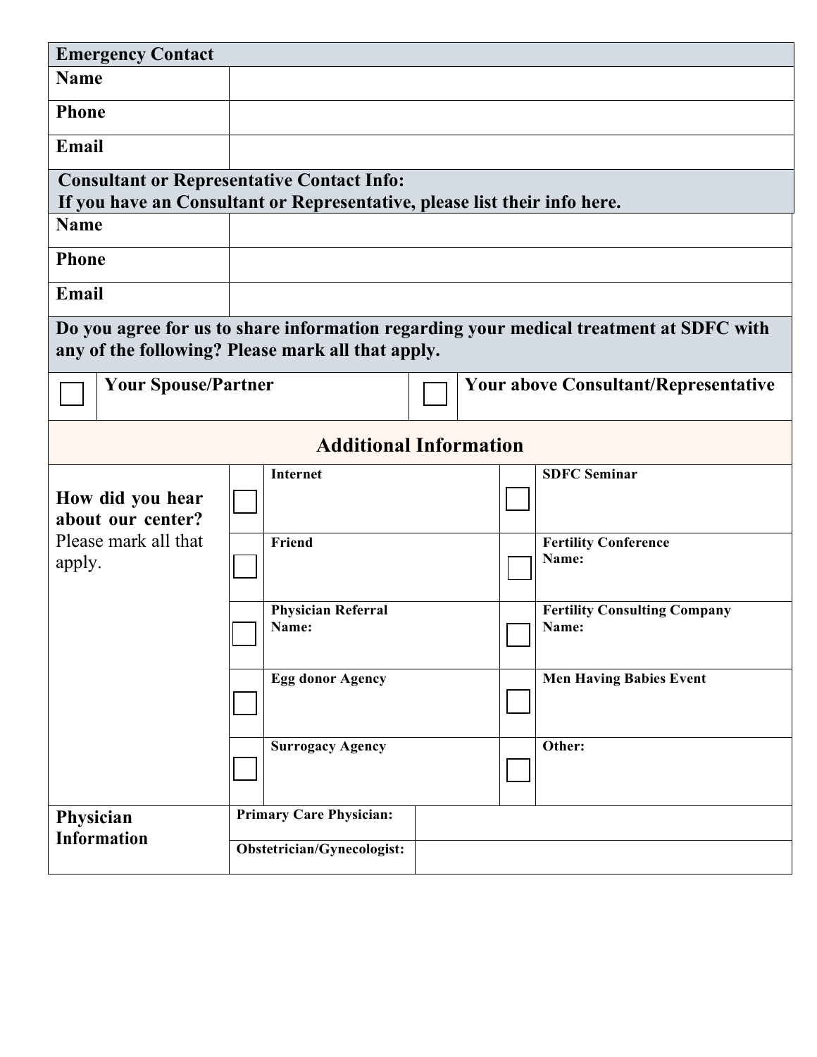| **Emergency Contact** | |
|---|---|
| **Name** | |
| **Phone** | |
| **Email** | |

| **Consultant or Representative Contact Info:** **If you have an Consultant or Representative, please list their info here.** | |
|---|---|
| **Name** | |
| **Phone** | |
| **Email** | |

**Do you agree for us to share information regarding your medical treatment at SDFC with any of the following? Please mark all that apply.**

| | | | |
|---|---|---|---|
| ☐ | **Your Spouse/Partner** | ☐ | **Your above Consultant/Representative** |

## Additional Information

| | | | | |
|---|---|---|---|---|
| **How did you hear about our center?** Please mark all that apply. | ☐ | **Internet** | ☐ | **SDFC Seminar** |
| | ☐ | **Friend** | ☐ | **Fertility Conference Name:** |
| | ☐ | **Physician Referral Name:** | ☐ | **Fertility Consulting Company Name:** |
| | ☐ | **Egg donor Agency** | ☐ | **Men Having Babies Event** |
| | ☐ | **Surrogacy Agency** | ☐ | **Other:** |

| | | |
|---|---|---|
| **Physician Information** | **Primary Care Physician:** | |
| | **Obstetrician/Gynecologist:** | |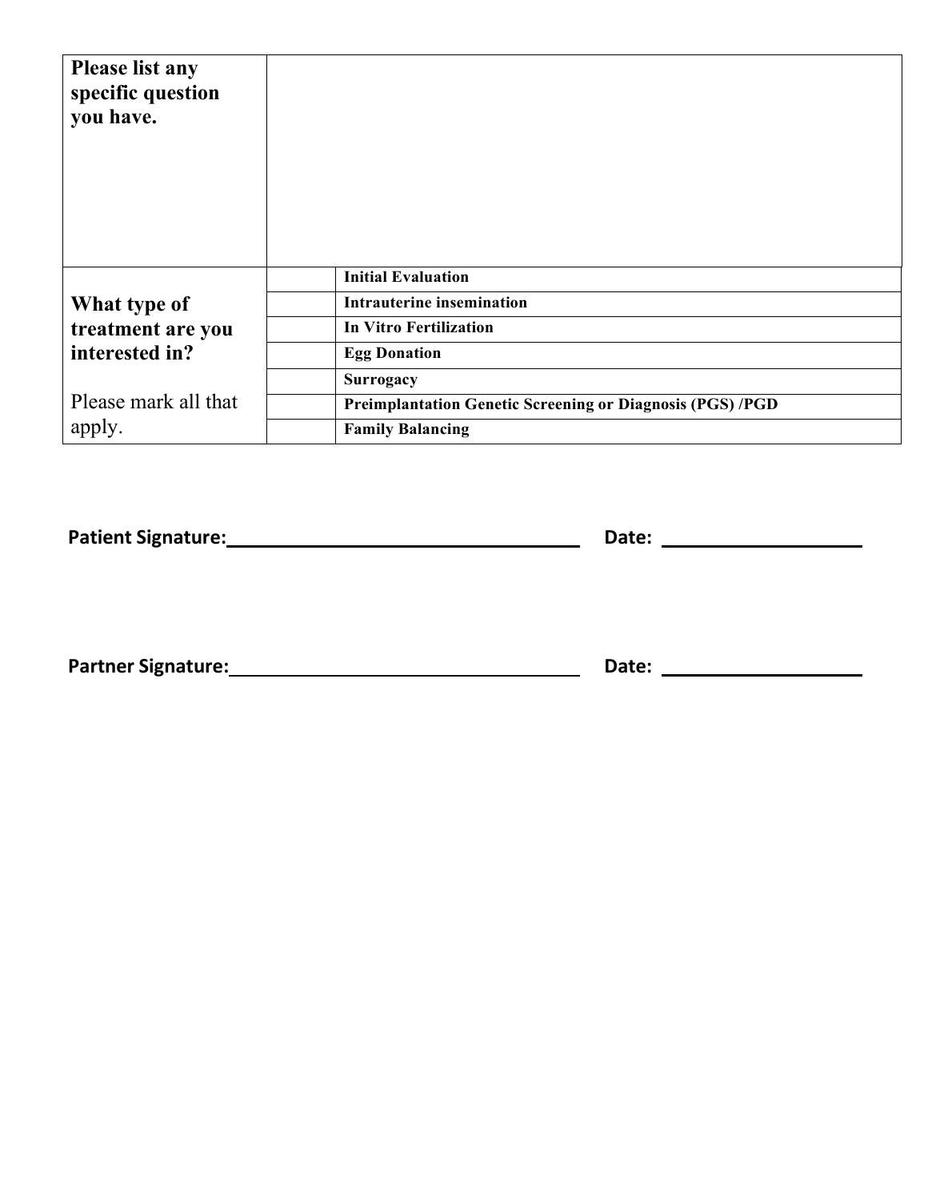| | | |
|---|---|---|
| **Please list any specific question you have.** | | |
| **What type of treatment are you interested in?** Please mark all that apply. | | **Initial Evaluation** |
| | | **Intrauterine insemination** |
| | | **In Vitro Fertilization** |
| | | **Egg Donation** |
| | | **Surrogacy** |
| | | **Preimplantation Genetic Screening or Diagnosis (PGS) /PGD** |
| | | **Family Balancing** |

**Patient Signature:**\_\_\_\_\_\_\_\_\_\_\_\_\_\_\_\_\_\_\_\_\_\_\_\_\_\_\_\_\_\_\_\_ **Date:** \_\_\_\_\_\_\_\_\_\_\_\_\_\_\_\_

**Partner Signature:**\_\_\_\_\_\_\_\_\_\_\_\_\_\_\_\_\_\_\_\_\_\_\_\_\_\_\_\_\_\_\_\_ **Date:** \_\_\_\_\_\_\_\_\_\_\_\_\_\_\_\_